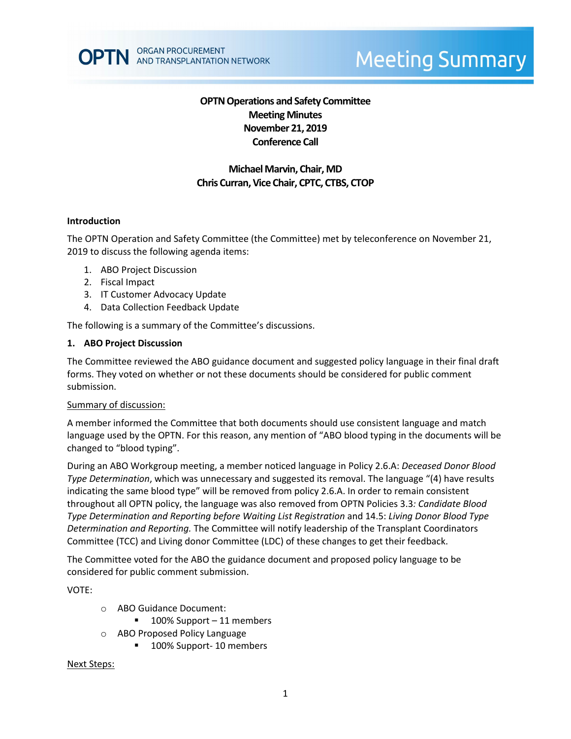# OPTN Operations and Safety Committee Meeting Minutes November 21, 2019 Conference Call

**Michael Marvin, Chair, MD**
**Chris Curran, Vice Chair, CPTC, CTBS, CTOP**

## Introduction

The OPTN Operation and Safety Committee (the Committee) met by teleconference on November 21, 2019 to discuss the following agenda items:

1. ABO Project Discussion
2. Fiscal Impact
3. IT Customer Advocacy Update
4. Data Collection Feedback Update

The following is a summary of the Committee's discussions.

## 1. ABO Project Discussion

The Committee reviewed the ABO guidance document and suggested policy language in their final draft forms. They voted on whether or not these documents should be considered for public comment submission.

Summary of discussion:

A member informed the Committee that both documents should use consistent language and match language used by the OPTN. For this reason, any mention of "ABO blood typing in the documents will be changed to "blood typing".

During an ABO Workgroup meeting, a member noticed language in Policy 2.6.A: *Deceased Donor Blood Type Determination*, which was unnecessary and suggested its removal. The language "(4) have results indicating the same blood type" will be removed from policy 2.6.A. In order to remain consistent throughout all OPTN policy, the language was also removed from OPTN Policies 3.3*: Candidate Blood Type Determination and Reporting before Waiting List Registration* and 14.5: *Living Donor Blood Type Determination and Reporting.* The Committee will notify leadership of the Transplant Coordinators Committee (TCC) and Living donor Committee (LDC) of these changes to get their feedback.

The Committee voted for the ABO the guidance document and proposed policy language to be considered for public comment submission.

VOTE:

- ABO Guidance Document:
  - 100% Support – 11 members
- ABO Proposed Policy Language
  - 100% Support- 10 members

Next Steps: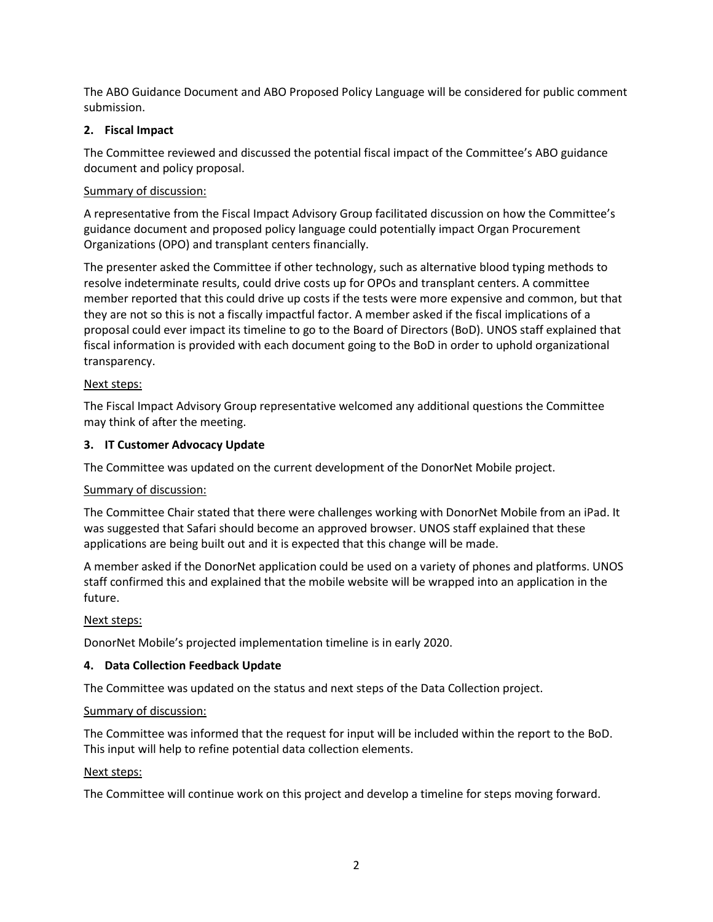The ABO Guidance Document and ABO Proposed Policy Language will be considered for public comment submission.

## 2. Fiscal Impact

The Committee reviewed and discussed the potential fiscal impact of the Committee's ABO guidance document and policy proposal.

Summary of discussion:

A representative from the Fiscal Impact Advisory Group facilitated discussion on how the Committee's guidance document and proposed policy language could potentially impact Organ Procurement Organizations (OPO) and transplant centers financially.

The presenter asked the Committee if other technology, such as alternative blood typing methods to resolve indeterminate results, could drive costs up for OPOs and transplant centers. A committee member reported that this could drive up costs if the tests were more expensive and common, but that they are not so this is not a fiscally impactful factor. A member asked if the fiscal implications of a proposal could ever impact its timeline to go to the Board of Directors (BoD). UNOS staff explained that fiscal information is provided with each document going to the BoD in order to uphold organizational transparency.

Next steps:

The Fiscal Impact Advisory Group representative welcomed any additional questions the Committee may think of after the meeting.

## 3. IT Customer Advocacy Update

The Committee was updated on the current development of the DonorNet Mobile project.

Summary of discussion:

The Committee Chair stated that there were challenges working with DonorNet Mobile from an iPad. It was suggested that Safari should become an approved browser. UNOS staff explained that these applications are being built out and it is expected that this change will be made.

A member asked if the DonorNet application could be used on a variety of phones and platforms. UNOS staff confirmed this and explained that the mobile website will be wrapped into an application in the future.

Next steps:

DonorNet Mobile's projected implementation timeline is in early 2020.

## 4. Data Collection Feedback Update

The Committee was updated on the status and next steps of the Data Collection project.

Summary of discussion:

The Committee was informed that the request for input will be included within the report to the BoD. This input will help to refine potential data collection elements.

Next steps:

The Committee will continue work on this project and develop a timeline for steps moving forward.